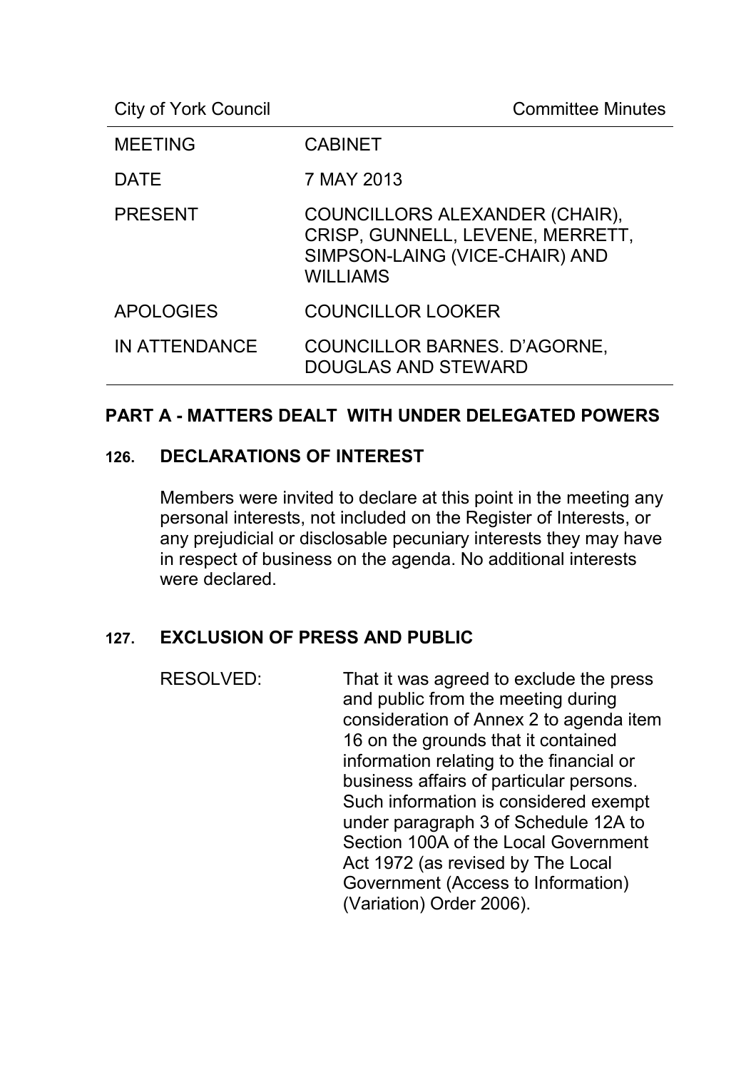City of York Council — Committee Minutes

| | |
|---|---|
| MEETING | CABINET |
| DATE | 7 MAY 2013 |
| PRESENT | COUNCILLORS ALEXANDER (CHAIR), CRISP, GUNNELL, LEVENE, MERRETT, SIMPSON-LAING (VICE-CHAIR) AND WILLIAMS |
| APOLOGIES | COUNCILLOR LOOKER |
| IN ATTENDANCE | COUNCILLOR BARNES. D'AGORNE, DOUGLAS AND STEWARD |

## PART A - MATTERS DEALT WITH UNDER DELEGATED POWERS

### 126. DECLARATIONS OF INTEREST

Members were invited to declare at this point in the meeting any personal interests, not included on the Register of Interests, or any prejudicial or disclosable pecuniary interests they may have in respect of business on the agenda. No additional interests were declared.

### 127. EXCLUSION OF PRESS AND PUBLIC

RESOLVED: That it was agreed to exclude the press and public from the meeting during consideration of Annex 2 to agenda item 16 on the grounds that it contained information relating to the financial or business affairs of particular persons. Such information is considered exempt under paragraph 3 of Schedule 12A to Section 100A of the Local Government Act 1972 (as revised by The Local Government (Access to Information) (Variation) Order 2006).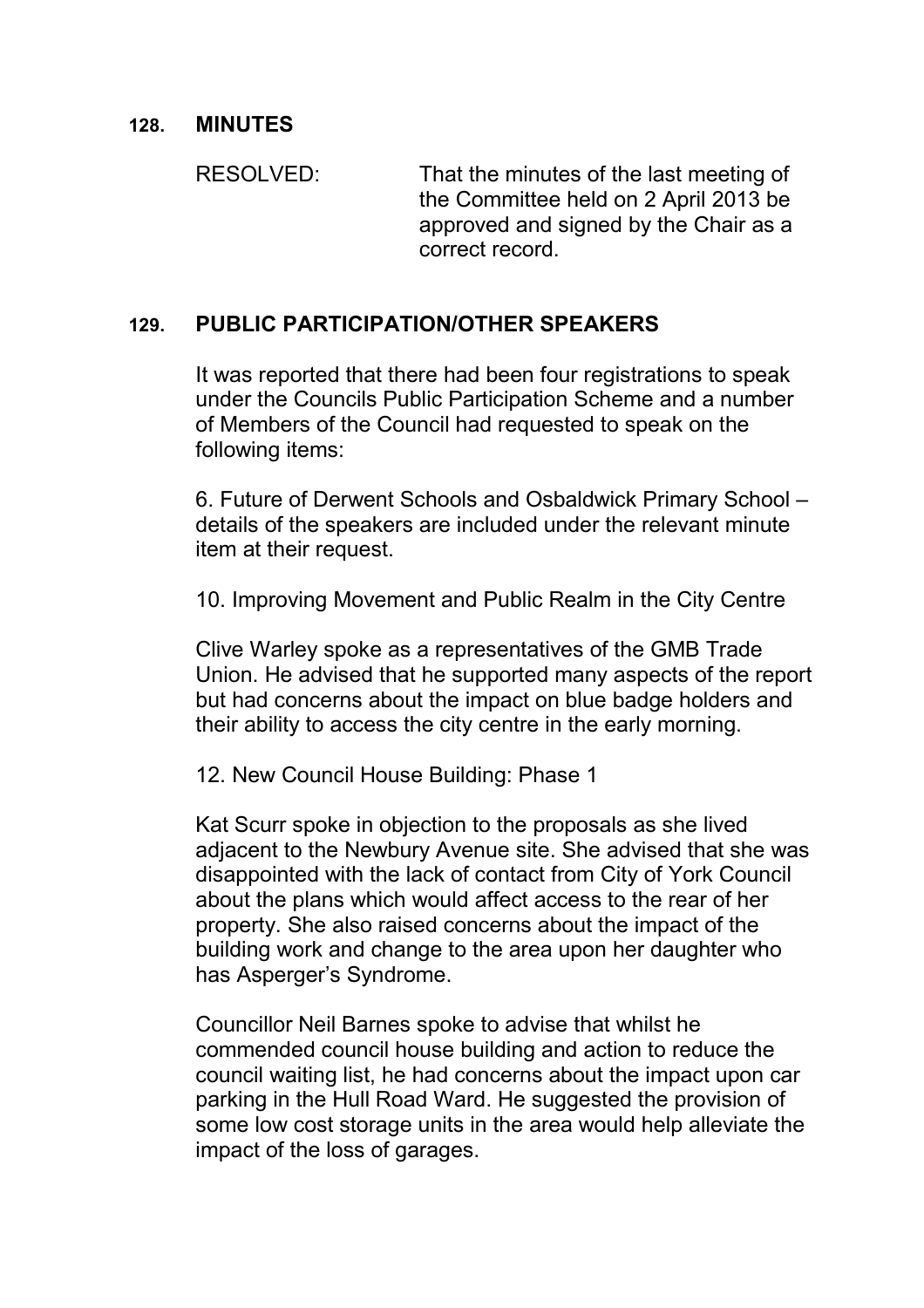## 128. MINUTES

RESOLVED: That the minutes of the last meeting of the Committee held on 2 April 2013 be approved and signed by the Chair as a correct record.

## 129. PUBLIC PARTICIPATION/OTHER SPEAKERS

It was reported that there had been four registrations to speak under the Councils Public Participation Scheme and a number of Members of the Council had requested to speak on the following items:

6. Future of Derwent Schools and Osbaldwick Primary School – details of the speakers are included under the relevant minute item at their request.

10. Improving Movement and Public Realm in the City Centre

Clive Warley spoke as a representatives of the GMB Trade Union. He advised that he supported many aspects of the report but had concerns about the impact on blue badge holders and their ability to access the city centre in the early morning.

12. New Council House Building: Phase 1

Kat Scurr spoke in objection to the proposals as she lived adjacent to the Newbury Avenue site. She advised that she was disappointed with the lack of contact from City of York Council about the plans which would affect access to the rear of her property. She also raised concerns about the impact of the building work and change to the area upon her daughter who has Asperger's Syndrome.

Councillor Neil Barnes spoke to advise that whilst he commended council house building and action to reduce the council waiting list, he had concerns about the impact upon car parking in the Hull Road Ward. He suggested the provision of some low cost storage units in the area would help alleviate the impact of the loss of garages.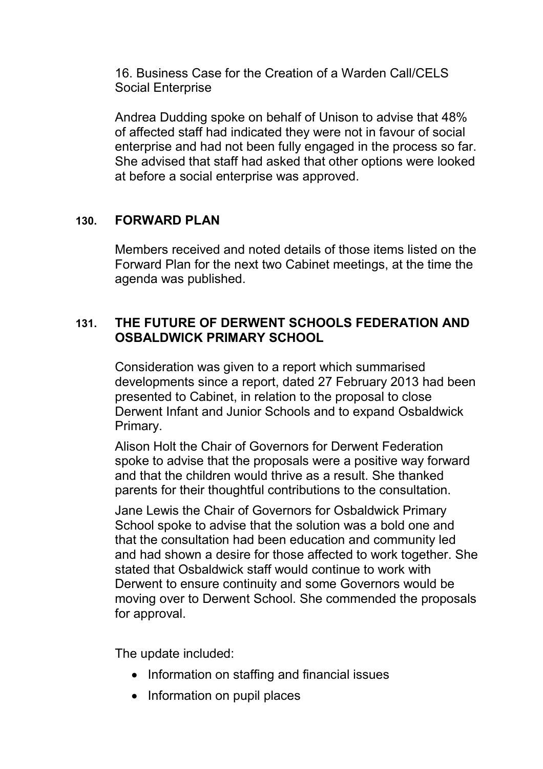16. Business Case for the Creation of a Warden Call/CELS Social Enterprise

Andrea Dudding spoke on behalf of Unison to advise that 48% of affected staff had indicated they were not in favour of social enterprise and had not been fully engaged in the process so far. She advised that staff had asked that other options were looked at before a social enterprise was approved.

## 130. FORWARD PLAN

Members received and noted details of those items listed on the Forward Plan for the next two Cabinet meetings, at the time the agenda was published.

## 131. THE FUTURE OF DERWENT SCHOOLS FEDERATION AND OSBALDWICK PRIMARY SCHOOL

Consideration was given to a report which summarised developments since a report, dated 27 February 2013 had been presented to Cabinet, in relation to the proposal to close Derwent Infant and Junior Schools and to expand Osbaldwick Primary.

Alison Holt the Chair of Governors for Derwent Federation spoke to advise that the proposals were a positive way forward and that the children would thrive as a result. She thanked parents for their thoughtful contributions to the consultation.

Jane Lewis the Chair of Governors for Osbaldwick Primary School spoke to advise that the solution was a bold one and that the consultation had been education and community led and had shown a desire for those affected to work together. She stated that Osbaldwick staff would continue to work with Derwent to ensure continuity and some Governors would be moving over to Derwent School. She commended the proposals for approval.

The update included:

- Information on staffing and financial issues
- Information on pupil places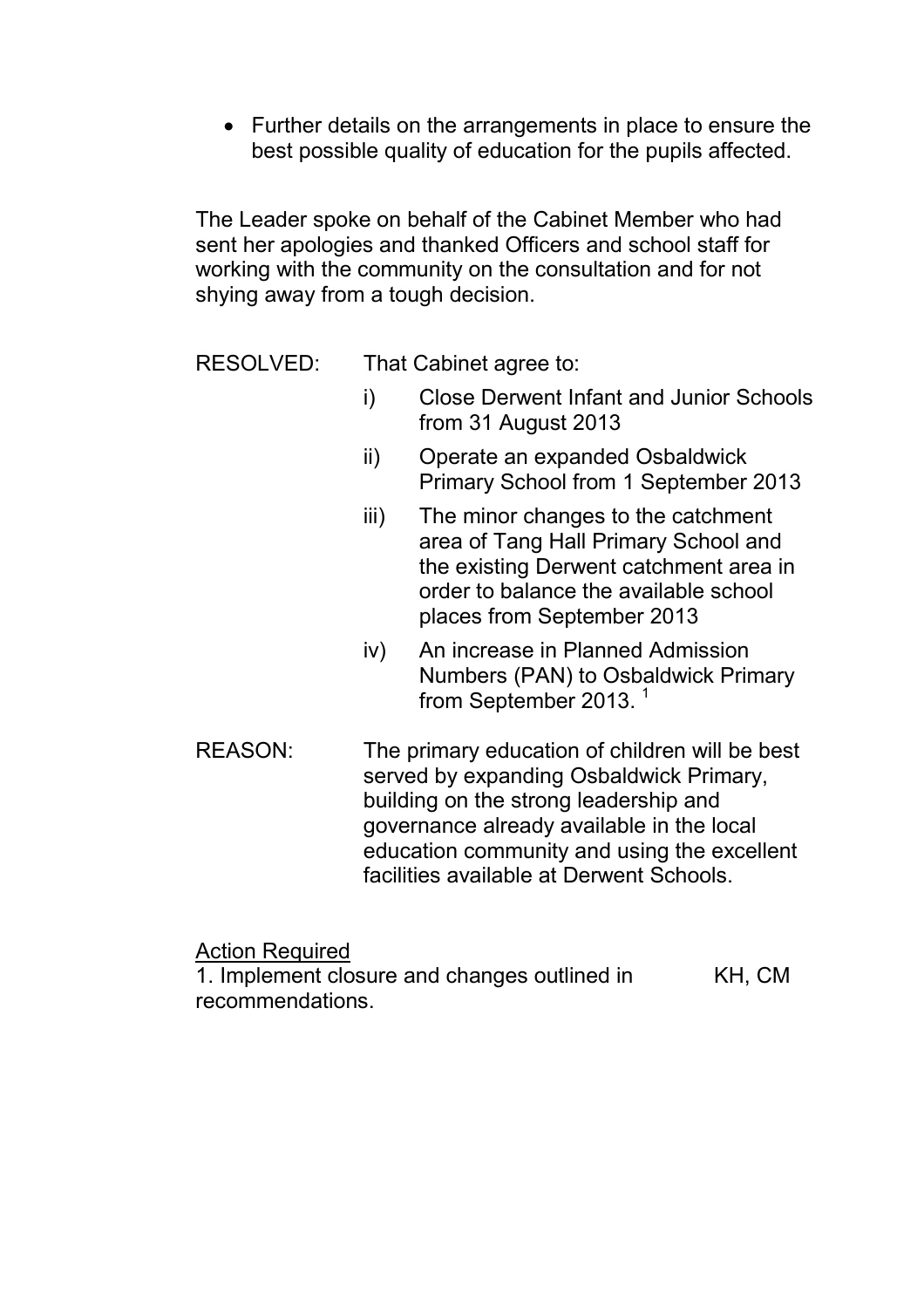- Further details on the arrangements in place to ensure the best possible quality of education for the pupils affected.

The Leader spoke on behalf of the Cabinet Member who had sent her apologies and thanked Officers and school staff for working with the community on the consultation and for not shying away from a tough decision.

RESOLVED: That Cabinet agree to:

i) Close Derwent Infant and Junior Schools from 31 August 2013

ii) Operate an expanded Osbaldwick Primary School from 1 September 2013

iii) The minor changes to the catchment area of Tang Hall Primary School and the existing Derwent catchment area in order to balance the available school places from September 2013

iv) An increase in Planned Admission Numbers (PAN) to Osbaldwick Primary from September 2013. [1]

REASON: The primary education of children will be best served by expanding Osbaldwick Primary, building on the strong leadership and governance already available in the local education community and using the excellent facilities available at Derwent Schools.

<u>Action Required</u>

1. Implement closure and changes outlined in recommendations. KH, CM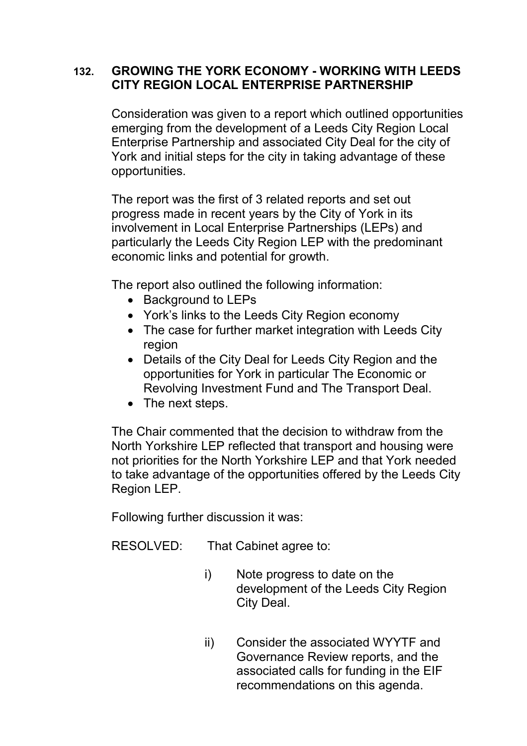## 132. GROWING THE YORK ECONOMY - WORKING WITH LEEDS CITY REGION LOCAL ENTERPRISE PARTNERSHIP

Consideration was given to a report which outlined opportunities emerging from the development of a Leeds City Region Local Enterprise Partnership and associated City Deal for the city of York and initial steps for the city in taking advantage of these opportunities.

The report was the first of 3 related reports and set out progress made in recent years by the City of York in its involvement in Local Enterprise Partnerships (LEPs) and particularly the Leeds City Region LEP with the predominant economic links and potential for growth.

The report also outlined the following information:

- Background to LEPs
- York's links to the Leeds City Region economy
- The case for further market integration with Leeds City region
- Details of the City Deal for Leeds City Region and the opportunities for York in particular The Economic or Revolving Investment Fund and The Transport Deal.
- The next steps.

The Chair commented that the decision to withdraw from the North Yorkshire LEP reflected that transport and housing were not priorities for the North Yorkshire LEP and that York needed to take advantage of the opportunities offered by the Leeds City Region LEP.

Following further discussion it was:

RESOLVED: That Cabinet agree to:

i) Note progress to date on the development of the Leeds City Region City Deal.

ii) Consider the associated WYYTF and Governance Review reports, and the associated calls for funding in the EIF recommendations on this agenda.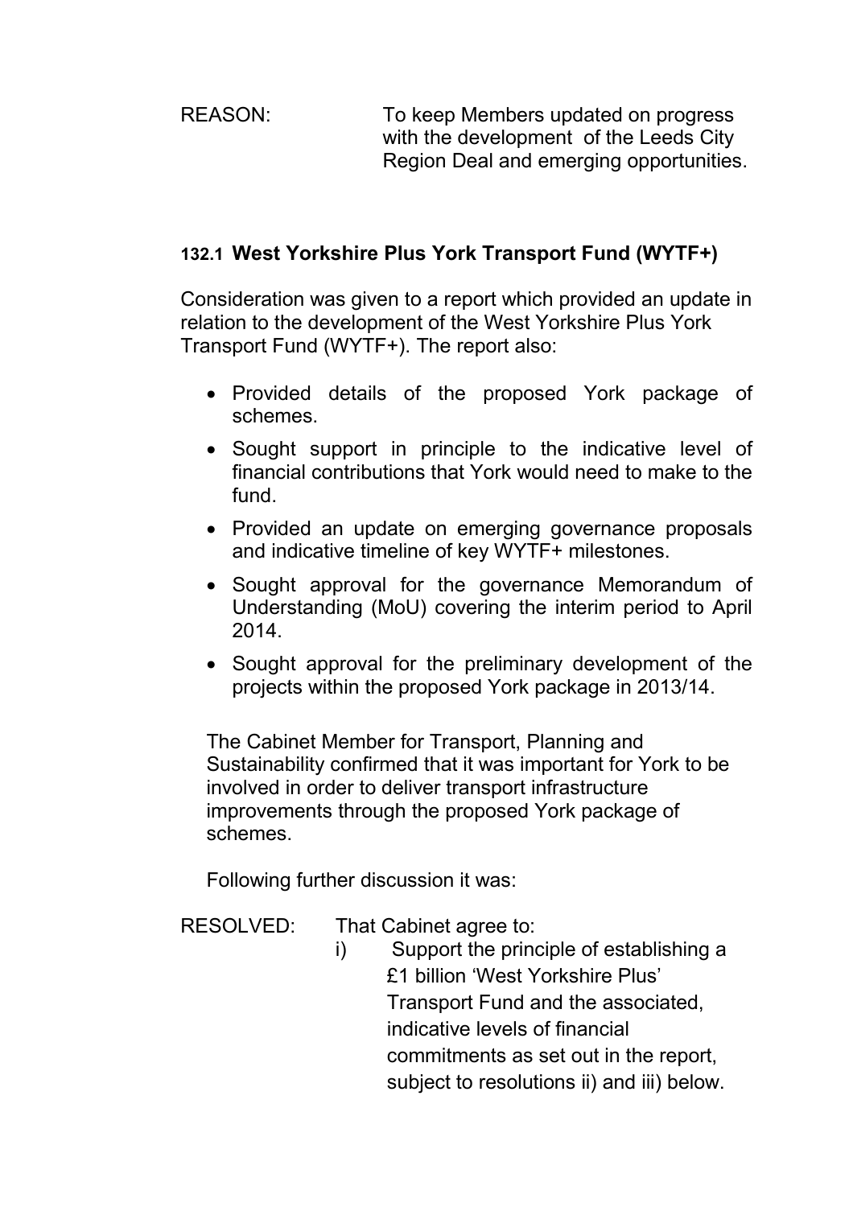REASON: To keep Members updated on progress with the development of the Leeds City Region Deal and emerging opportunities.

### 132.1 West Yorkshire Plus York Transport Fund (WYTF+)

Consideration was given to a report which provided an update in relation to the development of the West Yorkshire Plus York Transport Fund (WYTF+). The report also:

- Provided details of the proposed York package of schemes.
- Sought support in principle to the indicative level of financial contributions that York would need to make to the fund.
- Provided an update on emerging governance proposals and indicative timeline of key WYTF+ milestones.
- Sought approval for the governance Memorandum of Understanding (MoU) covering the interim period to April 2014.
- Sought approval for the preliminary development of the projects within the proposed York package in 2013/14.

The Cabinet Member for Transport, Planning and Sustainability confirmed that it was important for York to be involved in order to deliver transport infrastructure improvements through the proposed York package of schemes.

Following further discussion it was:

RESOLVED: That Cabinet agree to:

i) Support the principle of establishing a £1 billion 'West Yorkshire Plus' Transport Fund and the associated, indicative levels of financial commitments as set out in the report, subject to resolutions ii) and iii) below.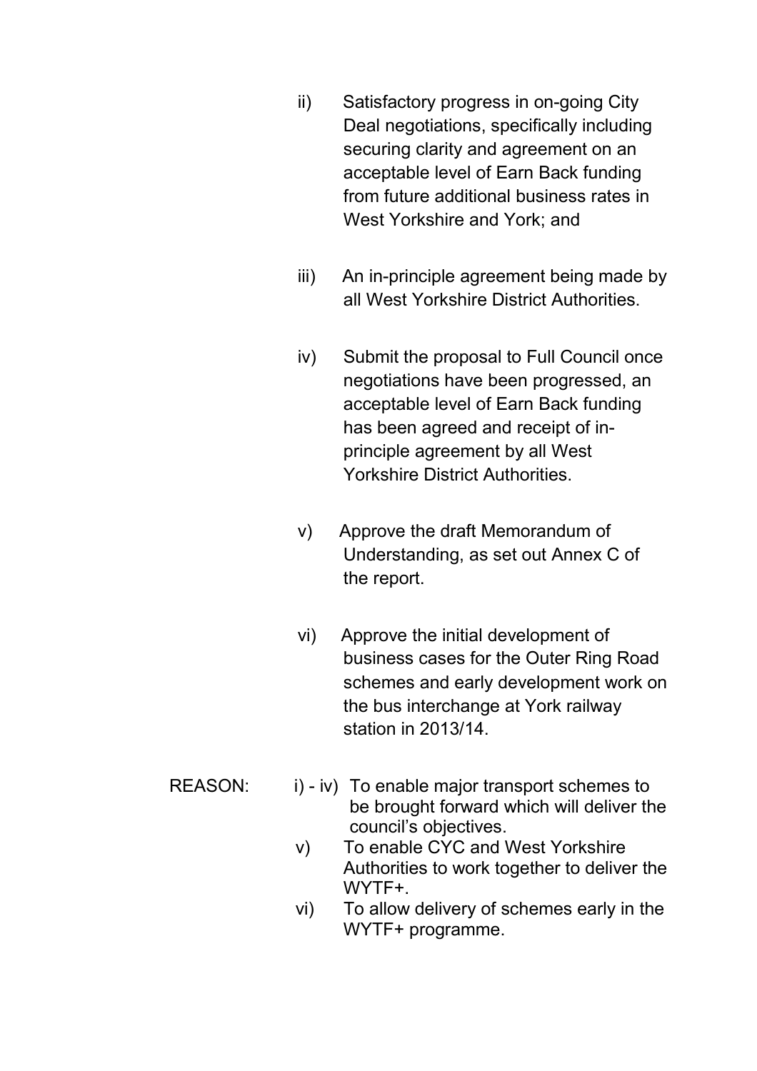ii) Satisfactory progress in on-going City Deal negotiations, specifically including securing clarity and agreement on an acceptable level of Earn Back funding from future additional business rates in West Yorkshire and York; and

iii) An in-principle agreement being made by all West Yorkshire District Authorities.

iv) Submit the proposal to Full Council once negotiations have been progressed, an acceptable level of Earn Back funding has been agreed and receipt of in-principle agreement by all West Yorkshire District Authorities.

v) Approve the draft Memorandum of Understanding, as set out Annex C of the report.

vi) Approve the initial development of business cases for the Outer Ring Road schemes and early development work on the bus interchange at York railway station in 2013/14.

REASON:

i) - iv) To enable major transport schemes to be brought forward which will deliver the council's objectives.

v) To enable CYC and West Yorkshire Authorities to work together to deliver the WYTF+.

vi) To allow delivery of schemes early in the WYTF+ programme.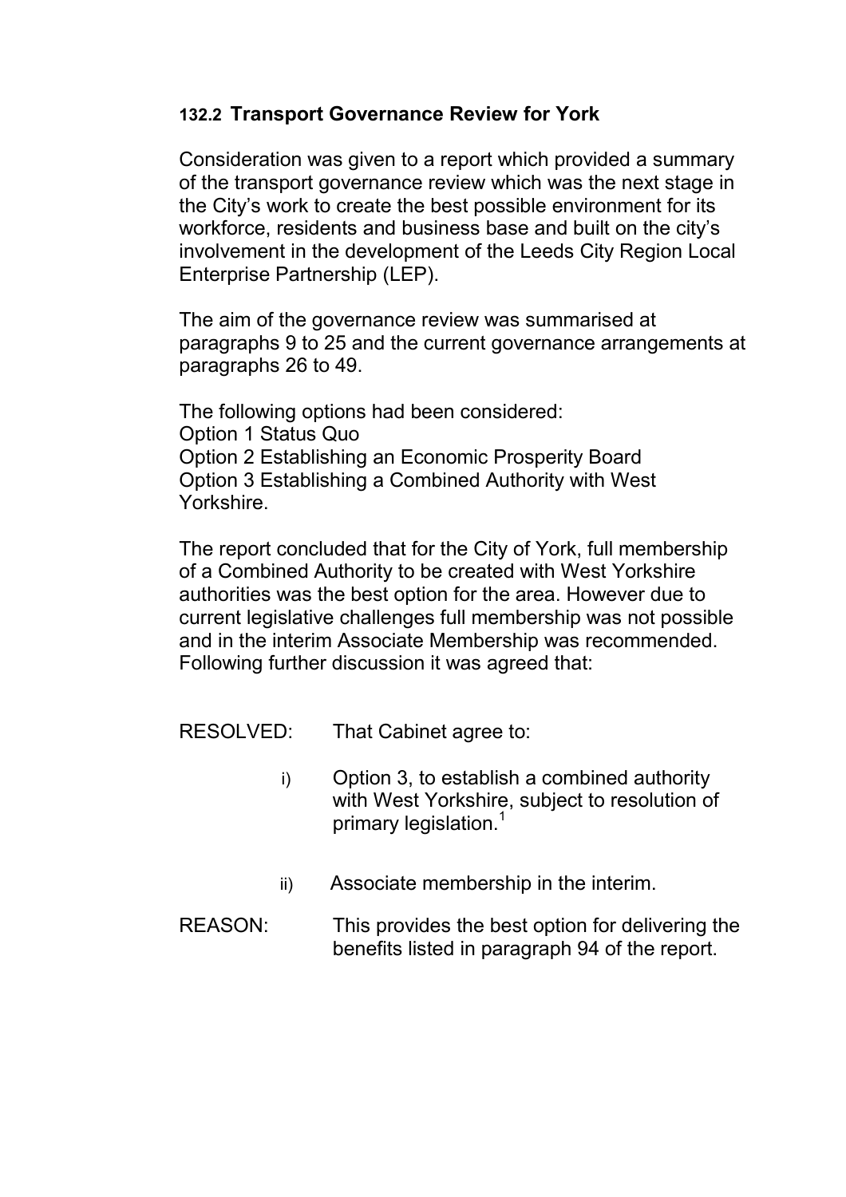### 132.2 Transport Governance Review for York

Consideration was given to a report which provided a summary of the transport governance review which was the next stage in the City's work to create the best possible environment for its workforce, residents and business base and built on the city's involvement in the development of the Leeds City Region Local Enterprise Partnership (LEP).

The aim of the governance review was summarised at paragraphs 9 to 25 and the current governance arrangements at paragraphs 26 to 49.

The following options had been considered:
Option 1 Status Quo
Option 2 Establishing an Economic Prosperity Board
Option 3 Establishing a Combined Authority with West Yorkshire.

The report concluded that for the City of York, full membership of a Combined Authority to be created with West Yorkshire authorities was the best option for the area. However due to current legislative challenges full membership was not possible and in the interim Associate Membership was recommended. Following further discussion it was agreed that:

RESOLVED: That Cabinet agree to:

i) Option 3, to establish a combined authority with West Yorkshire, subject to resolution of primary legislation.[1]

ii) Associate membership in the interim.

REASON: This provides the best option for delivering the benefits listed in paragraph 94 of the report.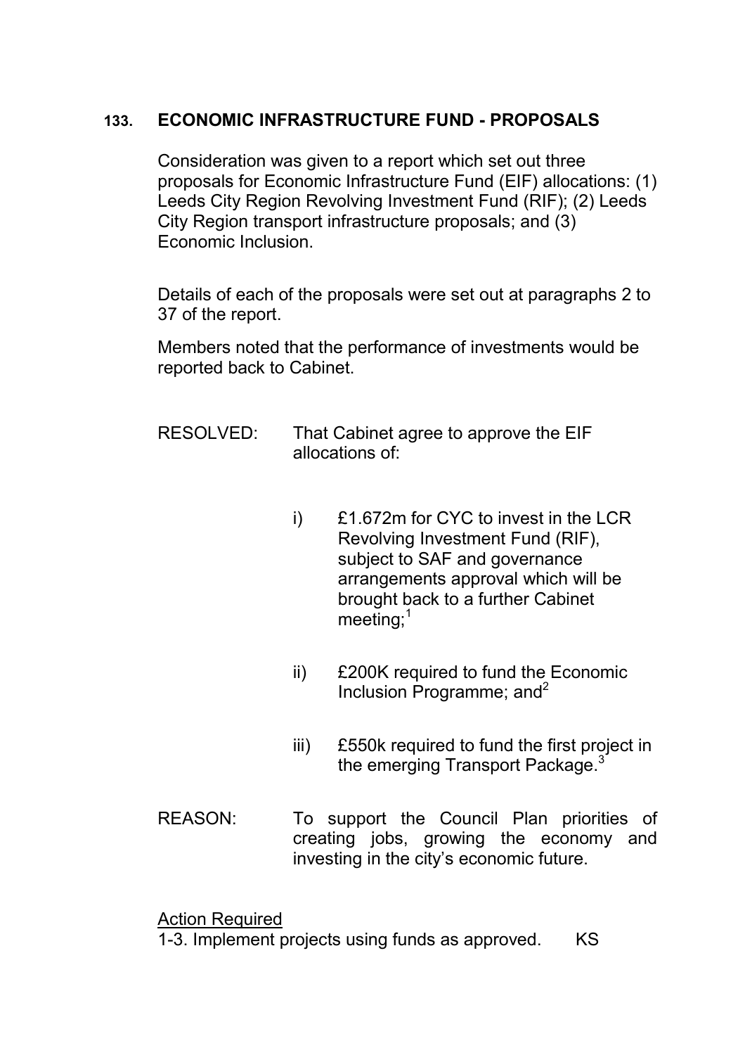## 133. ECONOMIC INFRASTRUCTURE FUND - PROPOSALS

Consideration was given to a report which set out three proposals for Economic Infrastructure Fund (EIF) allocations: (1) Leeds City Region Revolving Investment Fund (RIF); (2) Leeds City Region transport infrastructure proposals; and (3) Economic Inclusion.

Details of each of the proposals were set out at paragraphs 2 to 37 of the report.

Members noted that the performance of investments would be reported back to Cabinet.

RESOLVED: That Cabinet agree to approve the EIF allocations of:

i) £1.672m for CYC to invest in the LCR Revolving Investment Fund (RIF), subject to SAF and governance arrangements approval which will be brought back to a further Cabinet meeting;[1]

ii) £200K required to fund the Economic Inclusion Programme; and[2]

iii) £550k required to fund the first project in the emerging Transport Package.[3]

REASON: To support the Council Plan priorities of creating jobs, growing the economy and investing in the city's economic future.

Action Required

1-3. Implement projects using funds as approved. KS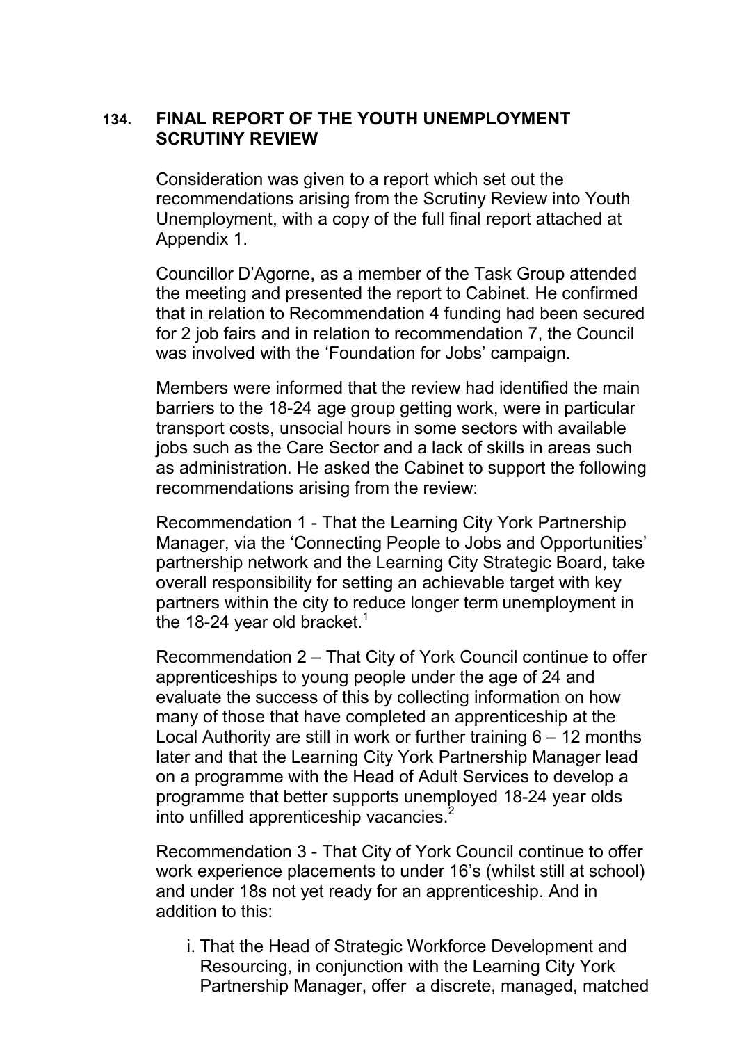## 134. FINAL REPORT OF THE YOUTH UNEMPLOYMENT SCRUTINY REVIEW

Consideration was given to a report which set out the recommendations arising from the Scrutiny Review into Youth Unemployment, with a copy of the full final report attached at Appendix 1.

Councillor D'Agorne, as a member of the Task Group attended the meeting and presented the report to Cabinet. He confirmed that in relation to Recommendation 4 funding had been secured for 2 job fairs and in relation to recommendation 7, the Council was involved with the 'Foundation for Jobs' campaign.

Members were informed that the review had identified the main barriers to the 18-24 age group getting work, were in particular transport costs, unsocial hours in some sectors with available jobs such as the Care Sector and a lack of skills in areas such as administration. He asked the Cabinet to support the following recommendations arising from the review:

Recommendation 1 - That the Learning City York Partnership Manager, via the 'Connecting People to Jobs and Opportunities' partnership network and the Learning City Strategic Board, take overall responsibility for setting an achievable target with key partners within the city to reduce longer term unemployment in the 18-24 year old bracket.[1]

Recommendation 2 – That City of York Council continue to offer apprenticeships to young people under the age of 24 and evaluate the success of this by collecting information on how many of those that have completed an apprenticeship at the Local Authority are still in work or further training 6 – 12 months later and that the Learning City York Partnership Manager lead on a programme with the Head of Adult Services to develop a programme that better supports unemployed 18-24 year olds into unfilled apprenticeship vacancies.[2]

Recommendation 3 - That City of York Council continue to offer work experience placements to under 16's (whilst still at school) and under 18s not yet ready for an apprenticeship. And in addition to this:

i. That the Head of Strategic Workforce Development and Resourcing, in conjunction with the Learning City York Partnership Manager, offer a discrete, managed, matched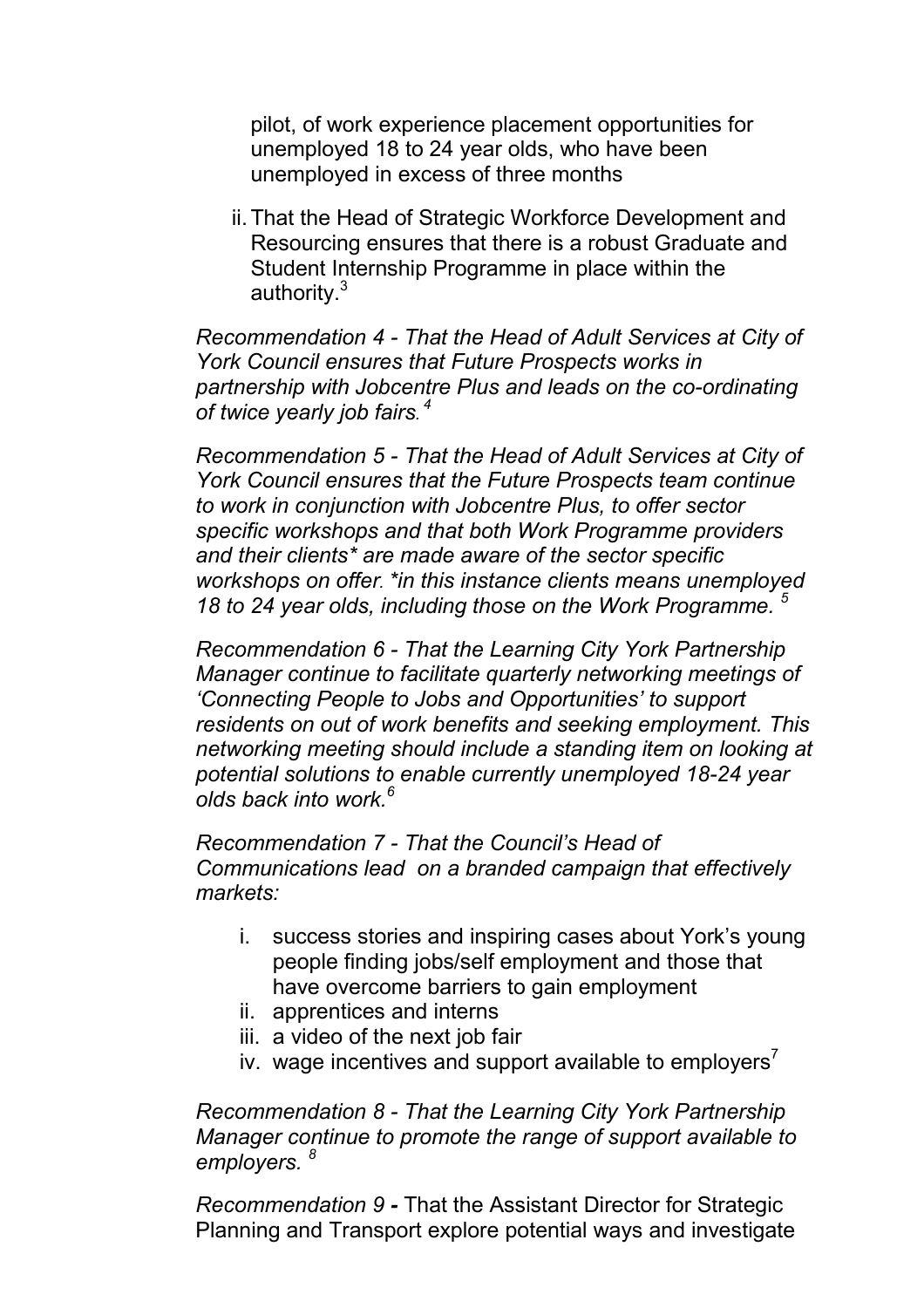pilot, of work experience placement opportunities for unemployed 18 to 24 year olds, who have been unemployed in excess of three months

ii. That the Head of Strategic Workforce Development and Resourcing ensures that there is a robust Graduate and Student Internship Programme in place within the authority.[3]

*Recommendation 4 - That the Head of Adult Services at City of York Council ensures that Future Prospects works in partnership with Jobcentre Plus and leads on the co-ordinating of twice yearly job fairs.*[4]

*Recommendation 5 - That the Head of Adult Services at City of York Council ensures that the Future Prospects team continue to work in conjunction with Jobcentre Plus, to offer sector specific workshops and that both Work Programme providers and their clients* are made aware of the sector specific workshops on offer. *in this instance clients means unemployed 18 to 24 year olds, including those on the Work Programme.*[5]

*Recommendation 6 - That the Learning City York Partnership Manager continue to facilitate quarterly networking meetings of 'Connecting People to Jobs and Opportunities' to support residents on out of work benefits and seeking employment. This networking meeting should include a standing item on looking at potential solutions to enable currently unemployed 18-24 year olds back into work.*[6]

*Recommendation 7 - That the Council's Head of Communications lead on a branded campaign that effectively markets:*

i. success stories and inspiring cases about York's young people finding jobs/self employment and those that have overcome barriers to gain employment
ii. apprentices and interns
iii. a video of the next job fair
iv. wage incentives and support available to employers[7]

*Recommendation 8 - That the Learning City York Partnership Manager continue to promote the range of support available to employers.*[8]

*Recommendation 9* **-** That the Assistant Director for Strategic Planning and Transport explore potential ways and investigate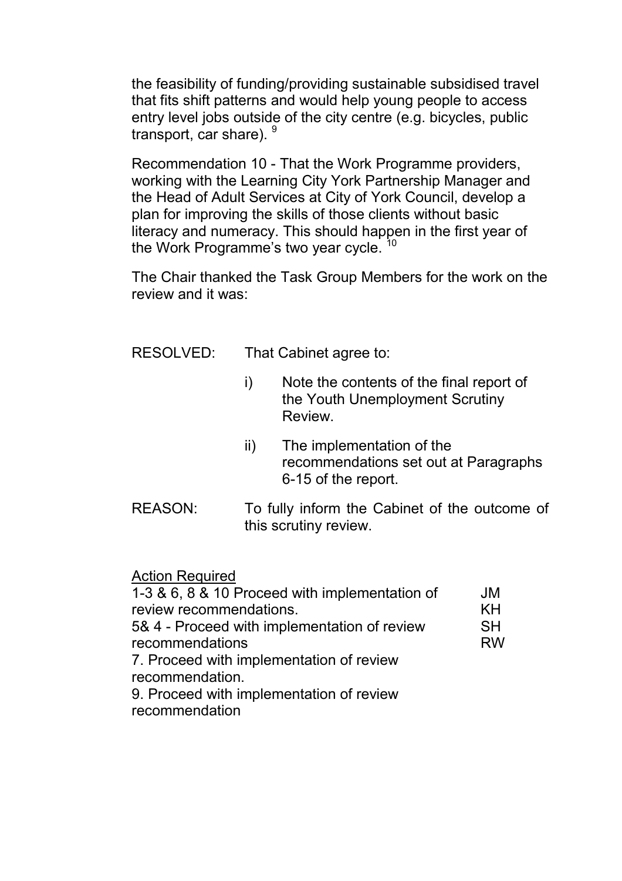the feasibility of funding/providing sustainable subsidised travel that fits shift patterns and would help young people to access entry level jobs outside of the city centre (e.g. bicycles, public transport, car share). [9]

Recommendation 10 - That the Work Programme providers, working with the Learning City York Partnership Manager and the Head of Adult Services at City of York Council, develop a plan for improving the skills of those clients without basic literacy and numeracy. This should happen in the first year of the Work Programme's two year cycle. [10]

The Chair thanked the Task Group Members for the work on the review and it was:

RESOLVED: That Cabinet agree to:

i) Note the contents of the final report of the Youth Unemployment Scrutiny Review.

ii) The implementation of the recommendations set out at Paragraphs 6-15 of the report.

REASON: To fully inform the Cabinet of the outcome of this scrutiny review.

Action Required

| | |
|---|---|
| 1-3 & 6, 8 & 10 Proceed with implementation of review recommendations. | JM KH |
| 5& 4 - Proceed with implementation of review recommendations | SH RW |
| 7. Proceed with implementation of review recommendation. | |
| 9. Proceed with implementation of review recommendation | |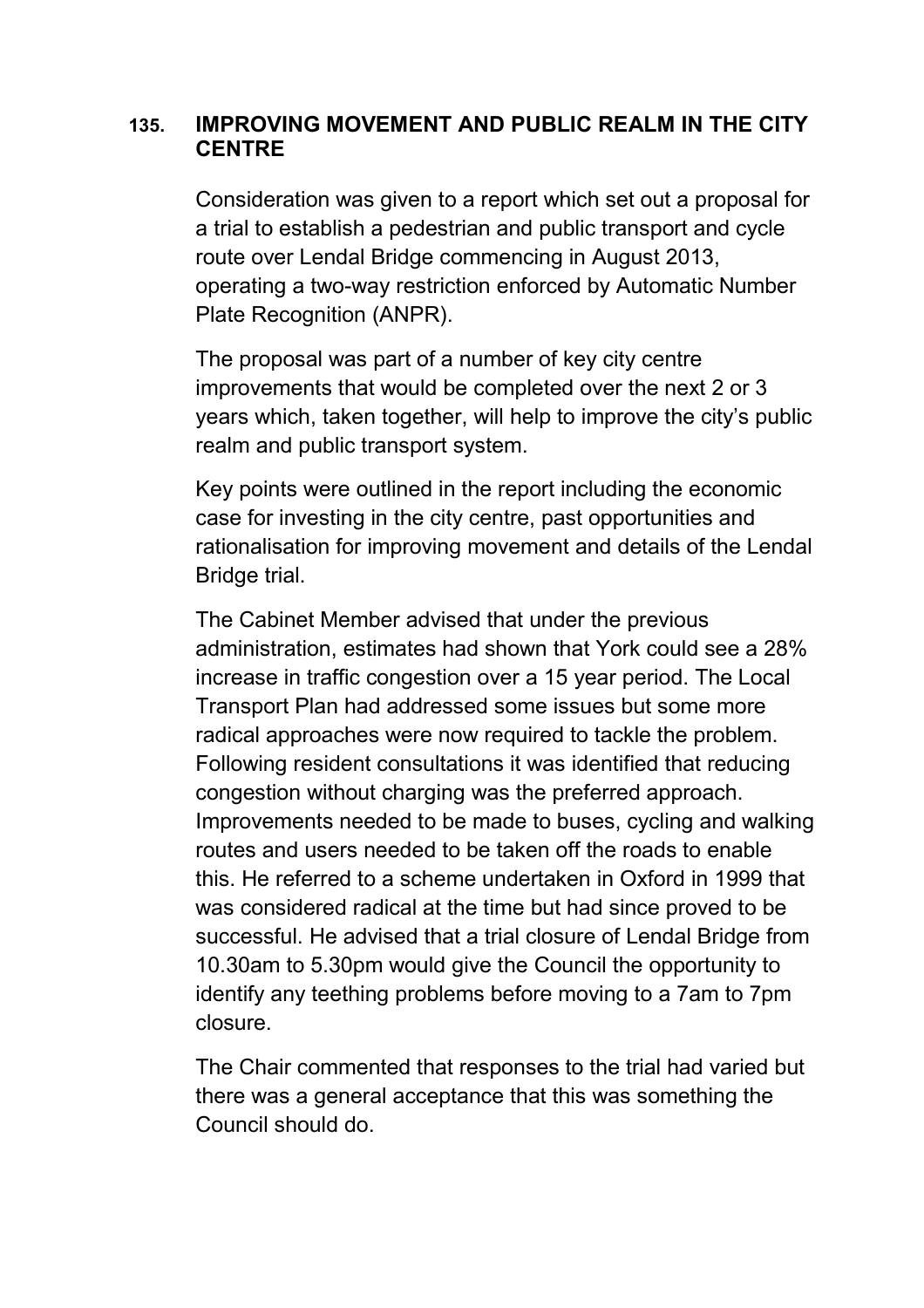## 135. IMPROVING MOVEMENT AND PUBLIC REALM IN THE CITY CENTRE

Consideration was given to a report which set out a proposal for a trial to establish a pedestrian and public transport and cycle route over Lendal Bridge commencing in August 2013, operating a two-way restriction enforced by Automatic Number Plate Recognition (ANPR).

The proposal was part of a number of key city centre improvements that would be completed over the next 2 or 3 years which, taken together, will help to improve the city's public realm and public transport system.

Key points were outlined in the report including the economic case for investing in the city centre, past opportunities and rationalisation for improving movement and details of the Lendal Bridge trial.

The Cabinet Member advised that under the previous administration, estimates had shown that York could see a 28% increase in traffic congestion over a 15 year period. The Local Transport Plan had addressed some issues but some more radical approaches were now required to tackle the problem. Following resident consultations it was identified that reducing congestion without charging was the preferred approach. Improvements needed to be made to buses, cycling and walking routes and users needed to be taken off the roads to enable this. He referred to a scheme undertaken in Oxford in 1999 that was considered radical at the time but had since proved to be successful. He advised that a trial closure of Lendal Bridge from 10.30am to 5.30pm would give the Council the opportunity to identify any teething problems before moving to a 7am to 7pm closure.

The Chair commented that responses to the trial had varied but there was a general acceptance that this was something the Council should do.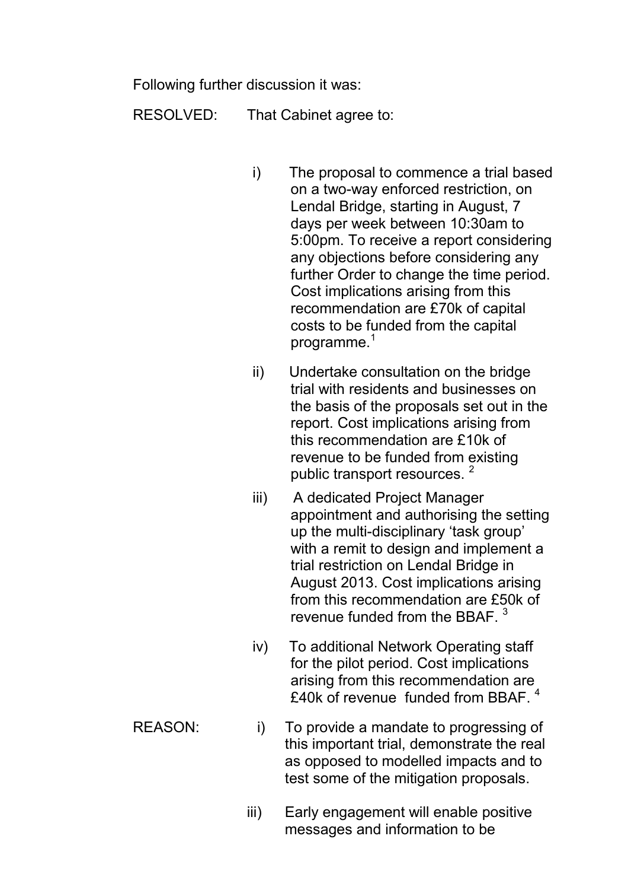Following further discussion it was:

RESOLVED: That Cabinet agree to:

i) The proposal to commence a trial based on a two-way enforced restriction, on Lendal Bridge, starting in August, 7 days per week between 10:30am to 5:00pm. To receive a report considering any objections before considering any further Order to change the time period. Cost implications arising from this recommendation are £70k of capital costs to be funded from the capital programme.[1]

ii) Undertake consultation on the bridge trial with residents and businesses on the basis of the proposals set out in the report. Cost implications arising from this recommendation are £10k of revenue to be funded from existing public transport resources. [2]

iii) A dedicated Project Manager appointment and authorising the setting up the multi-disciplinary 'task group' with a remit to design and implement a trial restriction on Lendal Bridge in August 2013. Cost implications arising from this recommendation are £50k of revenue funded from the BBAF. [3]

iv) To additional Network Operating staff for the pilot period. Cost implications arising from this recommendation are £40k of revenue funded from BBAF. [4]

REASON:

i) To provide a mandate to progressing of this important trial, demonstrate the real as opposed to modelled impacts and to test some of the mitigation proposals.

iii) Early engagement will enable positive messages and information to be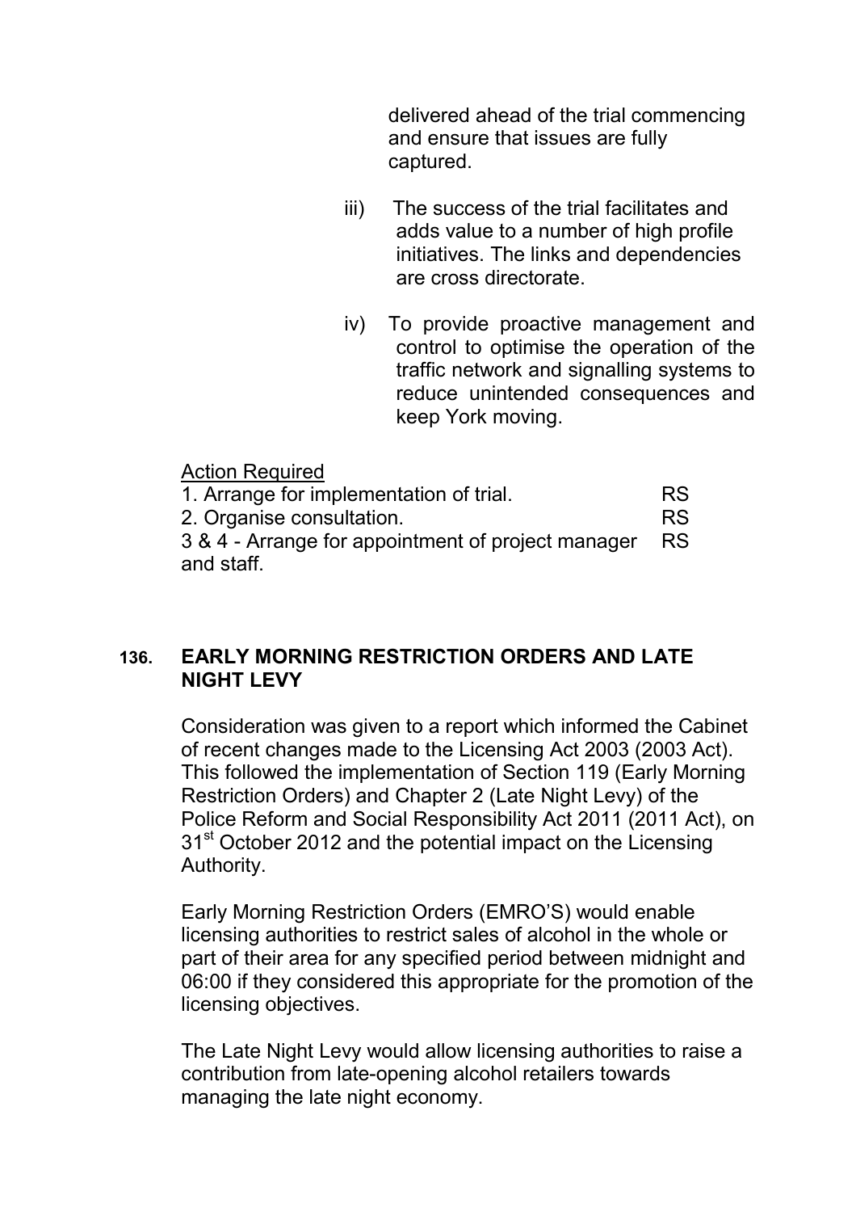delivered ahead of the trial commencing and ensure that issues are fully captured.

iii) The success of the trial facilitates and adds value to a number of high profile initiatives. The links and dependencies are cross directorate.

iv) To provide proactive management and control to optimise the operation of the traffic network and signalling systems to reduce unintended consequences and keep York moving.

Action Required

| | |
|---|---|
| 1. Arrange for implementation of trial. | RS |
| 2. Organise consultation. | RS |
| 3 & 4 - Arrange for appointment of project manager and staff. | RS |

## 136. EARLY MORNING RESTRICTION ORDERS AND LATE NIGHT LEVY

Consideration was given to a report which informed the Cabinet of recent changes made to the Licensing Act 2003 (2003 Act). This followed the implementation of Section 119 (Early Morning Restriction Orders) and Chapter 2 (Late Night Levy) of the Police Reform and Social Responsibility Act 2011 (2011 Act), on 31st October 2012 and the potential impact on the Licensing Authority.

Early Morning Restriction Orders (EMRO'S) would enable licensing authorities to restrict sales of alcohol in the whole or part of their area for any specified period between midnight and 06:00 if they considered this appropriate for the promotion of the licensing objectives.

The Late Night Levy would allow licensing authorities to raise a contribution from late-opening alcohol retailers towards managing the late night economy.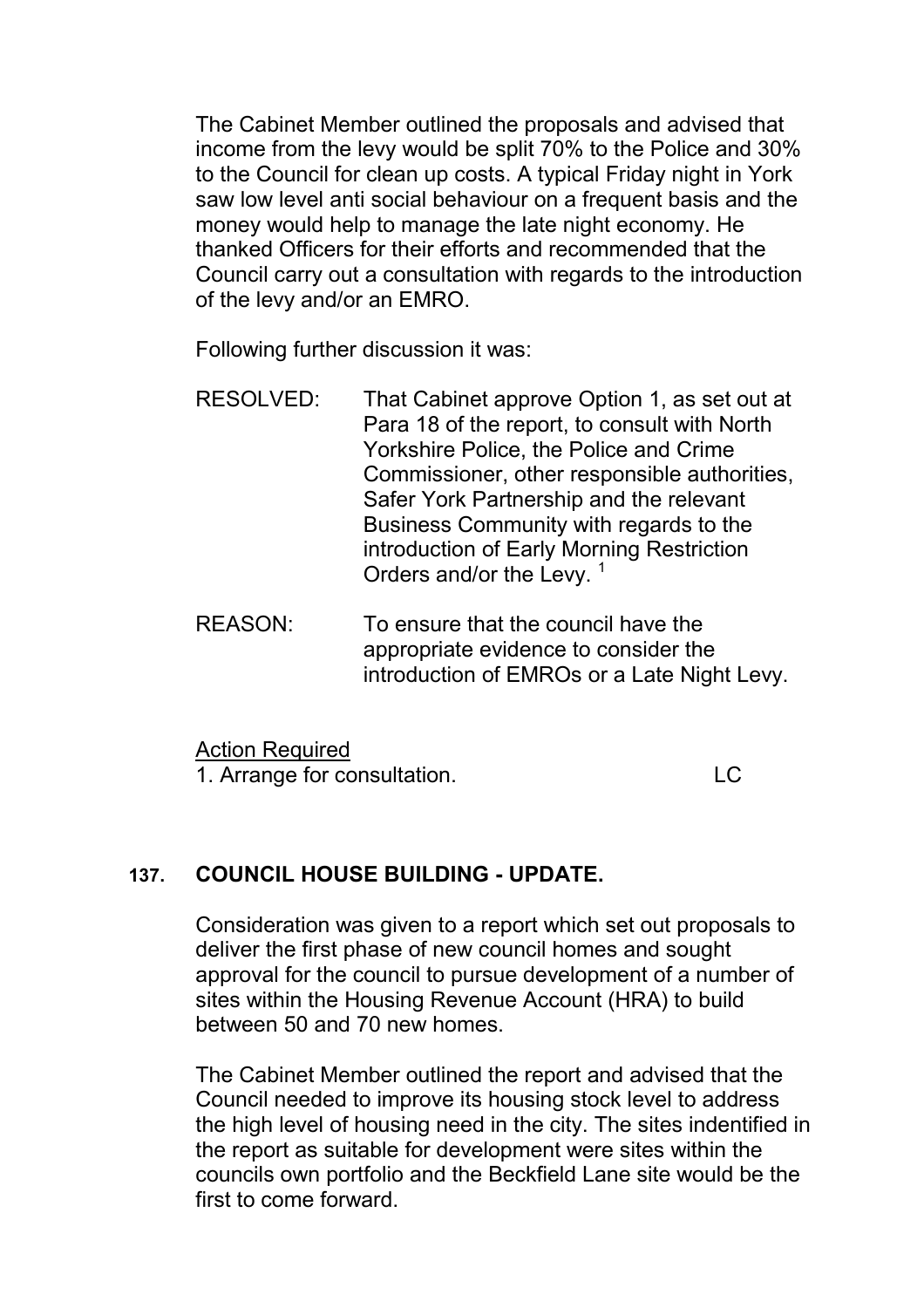The Cabinet Member outlined the proposals and advised that income from the levy would be split 70% to the Police and 30% to the Council for clean up costs. A typical Friday night in York saw low level anti social behaviour on a frequent basis and the money would help to manage the late night economy. He thanked Officers for their efforts and recommended that the Council carry out a consultation with regards to the introduction of the levy and/or an EMRO.

Following further discussion it was:

RESOLVED: That Cabinet approve Option 1, as set out at Para 18 of the report, to consult with North Yorkshire Police, the Police and Crime Commissioner, other responsible authorities, Safer York Partnership and the relevant Business Community with regards to the introduction of Early Morning Restriction Orders and/or the Levy. [1]

REASON: To ensure that the council have the appropriate evidence to consider the introduction of EMROs or a Late Night Levy.

Action Required
1. Arrange for consultation. LC

## 137. COUNCIL HOUSE BUILDING - UPDATE.

Consideration was given to a report which set out proposals to deliver the first phase of new council homes and sought approval for the council to pursue development of a number of sites within the Housing Revenue Account (HRA) to build between 50 and 70 new homes.

The Cabinet Member outlined the report and advised that the Council needed to improve its housing stock level to address the high level of housing need in the city. The sites indentified in the report as suitable for development were sites within the councils own portfolio and the Beckfield Lane site would be the first to come forward.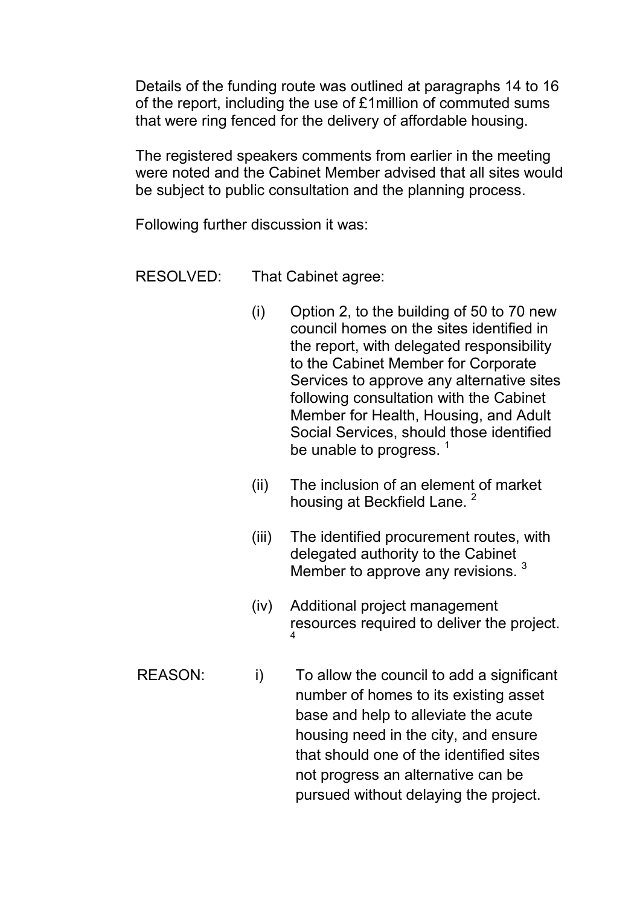Details of the funding route was outlined at paragraphs 14 to 16 of the report, including the use of £1million of commuted sums that were ring fenced for the delivery of affordable housing.

The registered speakers comments from earlier in the meeting were noted and the Cabinet Member advised that all sites would be subject to public consultation and the planning process.

Following further discussion it was:

RESOLVED: That Cabinet agree:

(i) Option 2, to the building of 50 to 70 new council homes on the sites identified in the report, with delegated responsibility to the Cabinet Member for Corporate Services to approve any alternative sites following consultation with the Cabinet Member for Health, Housing, and Adult Social Services, should those identified be unable to progress. [1]

(ii) The inclusion of an element of market housing at Beckfield Lane. [2]

(iii) The identified procurement routes, with delegated authority to the Cabinet Member to approve any revisions. [3]

(iv) Additional project management resources required to deliver the project. [4]

REASON: i) To allow the council to add a significant number of homes to its existing asset base and help to alleviate the acute housing need in the city, and ensure that should one of the identified sites not progress an alternative can be pursued without delaying the project.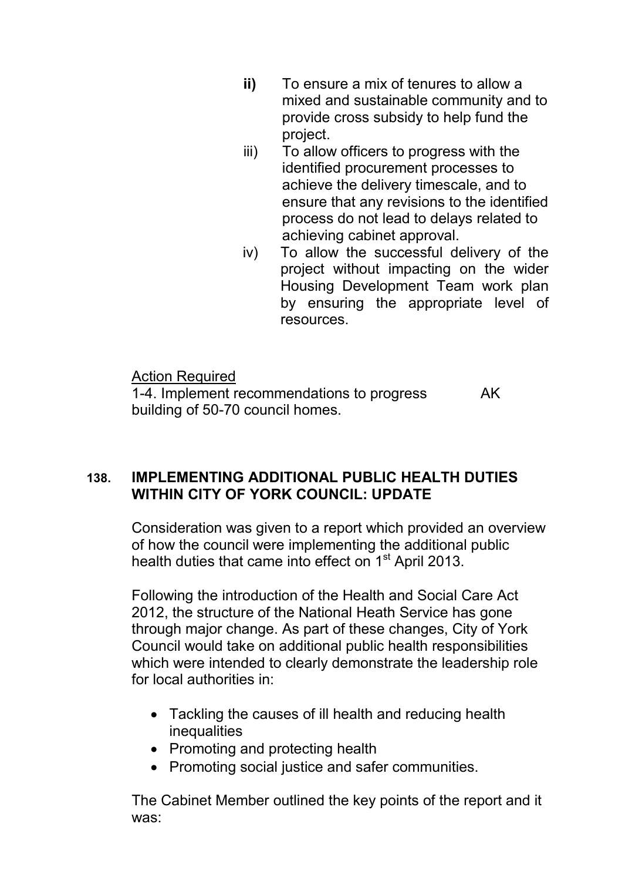**ii)** To ensure a mix of tenures to allow a mixed and sustainable community and to provide cross subsidy to help fund the project.

iii) To allow officers to progress with the identified procurement processes to achieve the delivery timescale, and to ensure that any revisions to the identified process do not lead to delays related to achieving cabinet approval.

iv) To allow the successful delivery of the project without impacting on the wider Housing Development Team work plan by ensuring the appropriate level of resources.

Action Required

1-4. Implement recommendations to progress building of 50-70 council homes. AK

## 138. IMPLEMENTING ADDITIONAL PUBLIC HEALTH DUTIES WITHIN CITY OF YORK COUNCIL: UPDATE

Consideration was given to a report which provided an overview of how the council were implementing the additional public health duties that came into effect on 1st April 2013.

Following the introduction of the Health and Social Care Act 2012, the structure of the National Heath Service has gone through major change. As part of these changes, City of York Council would take on additional public health responsibilities which were intended to clearly demonstrate the leadership role for local authorities in:

- Tackling the causes of ill health and reducing health inequalities
- Promoting and protecting health
- Promoting social justice and safer communities.

The Cabinet Member outlined the key points of the report and it was: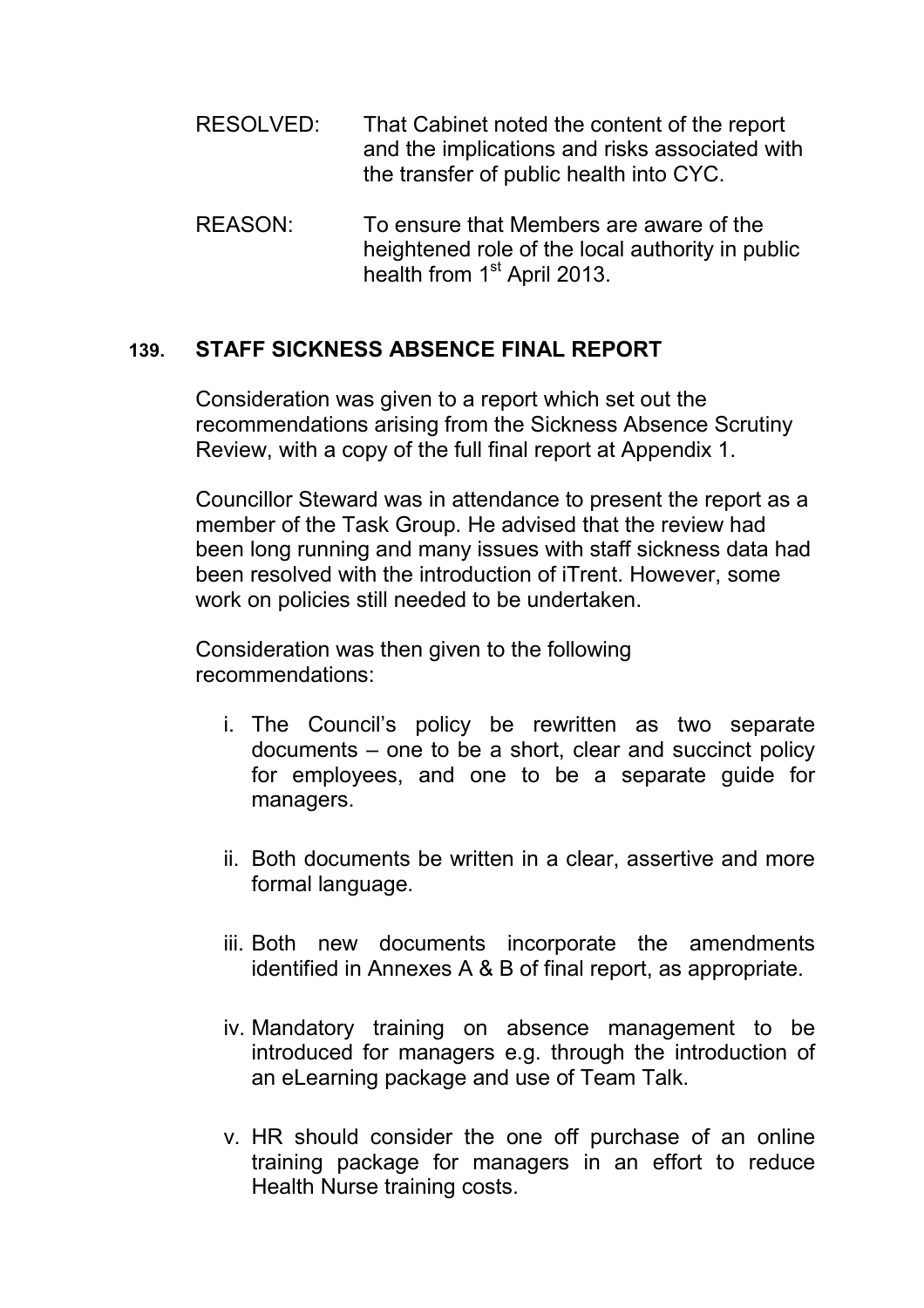RESOLVED: That Cabinet noted the content of the report and the implications and risks associated with the transfer of public health into CYC.

REASON: To ensure that Members are aware of the heightened role of the local authority in public health from 1st April 2013.

## 139. STAFF SICKNESS ABSENCE FINAL REPORT

Consideration was given to a report which set out the recommendations arising from the Sickness Absence Scrutiny Review, with a copy of the full final report at Appendix 1.

Councillor Steward was in attendance to present the report as a member of the Task Group. He advised that the review had been long running and many issues with staff sickness data had been resolved with the introduction of iTrent. However, some work on policies still needed to be undertaken.

Consideration was then given to the following recommendations:

i. The Council's policy be rewritten as two separate documents – one to be a short, clear and succinct policy for employees, and one to be a separate guide for managers.

ii. Both documents be written in a clear, assertive and more formal language.

iii. Both new documents incorporate the amendments identified in Annexes A & B of final report, as appropriate.

iv. Mandatory training on absence management to be introduced for managers e.g. through the introduction of an eLearning package and use of Team Talk.

v. HR should consider the one off purchase of an online training package for managers in an effort to reduce Health Nurse training costs.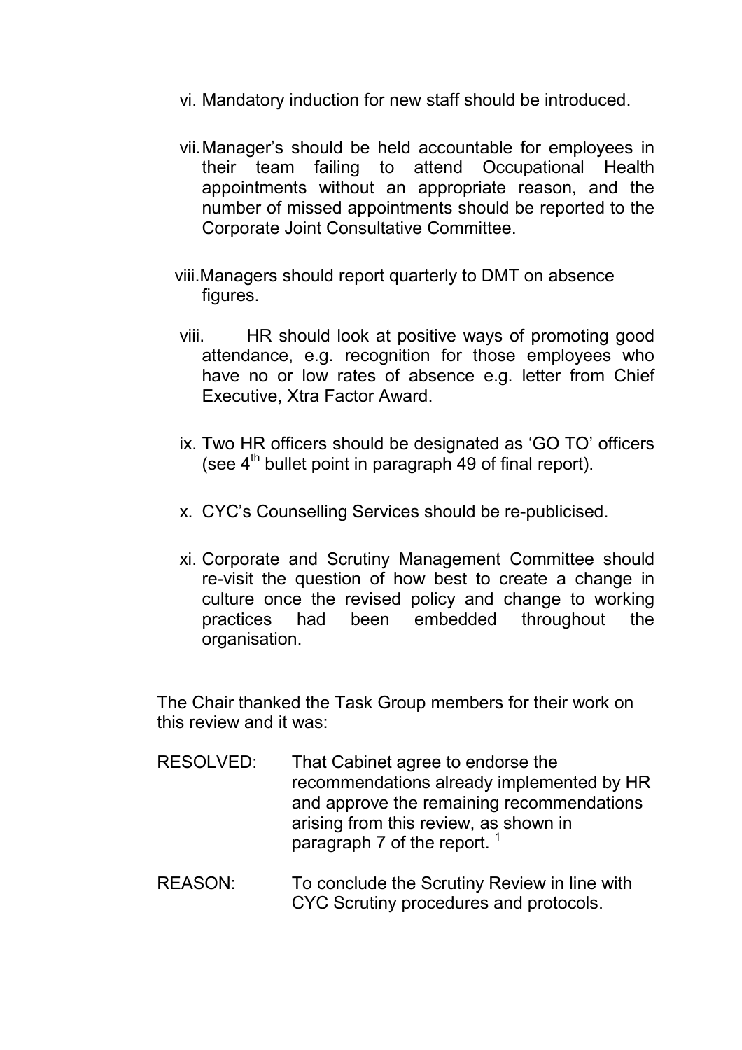vi. Mandatory induction for new staff should be introduced.

vii. Manager's should be held accountable for employees in their team failing to attend Occupational Health appointments without an appropriate reason, and the number of missed appointments should be reported to the Corporate Joint Consultative Committee.

viii. Managers should report quarterly to DMT on absence figures.

viii. HR should look at positive ways of promoting good attendance, e.g. recognition for those employees who have no or low rates of absence e.g. letter from Chief Executive, Xtra Factor Award.

ix. Two HR officers should be designated as 'GO TO' officers (see 4th bullet point in paragraph 49 of final report).

x. CYC's Counselling Services should be re-publicised.

xi. Corporate and Scrutiny Management Committee should re-visit the question of how best to create a change in culture once the revised policy and change to working practices had been embedded throughout the organisation.

The Chair thanked the Task Group members for their work on this review and it was:

RESOLVED: That Cabinet agree to endorse the recommendations already implemented by HR and approve the remaining recommendations arising from this review, as shown in paragraph 7 of the report. [1]

REASON: To conclude the Scrutiny Review in line with CYC Scrutiny procedures and protocols.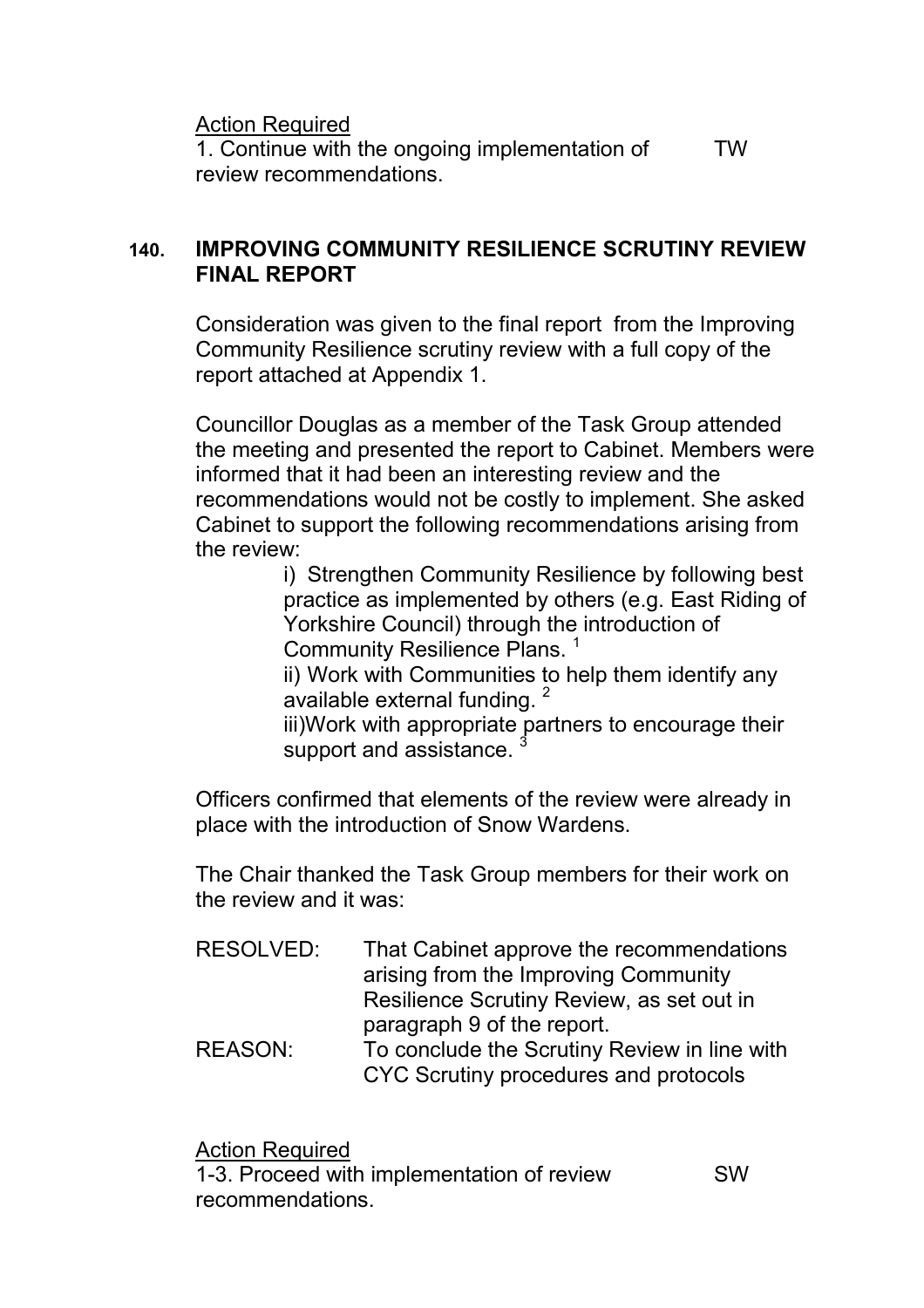Action Required

1. Continue with the ongoing implementation of review recommendations. TW

## 140. IMPROVING COMMUNITY RESILIENCE SCRUTINY REVIEW FINAL REPORT

Consideration was given to the final report from the Improving Community Resilience scrutiny review with a full copy of the report attached at Appendix 1.

Councillor Douglas as a member of the Task Group attended the meeting and presented the report to Cabinet. Members were informed that it had been an interesting review and the recommendations would not be costly to implement. She asked Cabinet to support the following recommendations arising from the review:

i) Strengthen Community Resilience by following best practice as implemented by others (e.g. East Riding of Yorkshire Council) through the introduction of Community Resilience Plans. [1]

ii) Work with Communities to help them identify any available external funding. [2]

iii)Work with appropriate partners to encourage their support and assistance. [3]

Officers confirmed that elements of the review were already in place with the introduction of Snow Wardens.

The Chair thanked the Task Group members for their work on the review and it was:

| | |
|---|---|
| RESOLVED: | That Cabinet approve the recommendations arising from the Improving Community Resilience Scrutiny Review, as set out in paragraph 9 of the report. |
| REASON: | To conclude the Scrutiny Review in line with CYC Scrutiny procedures and protocols |

Action Required

1-3. Proceed with implementation of review recommendations. SW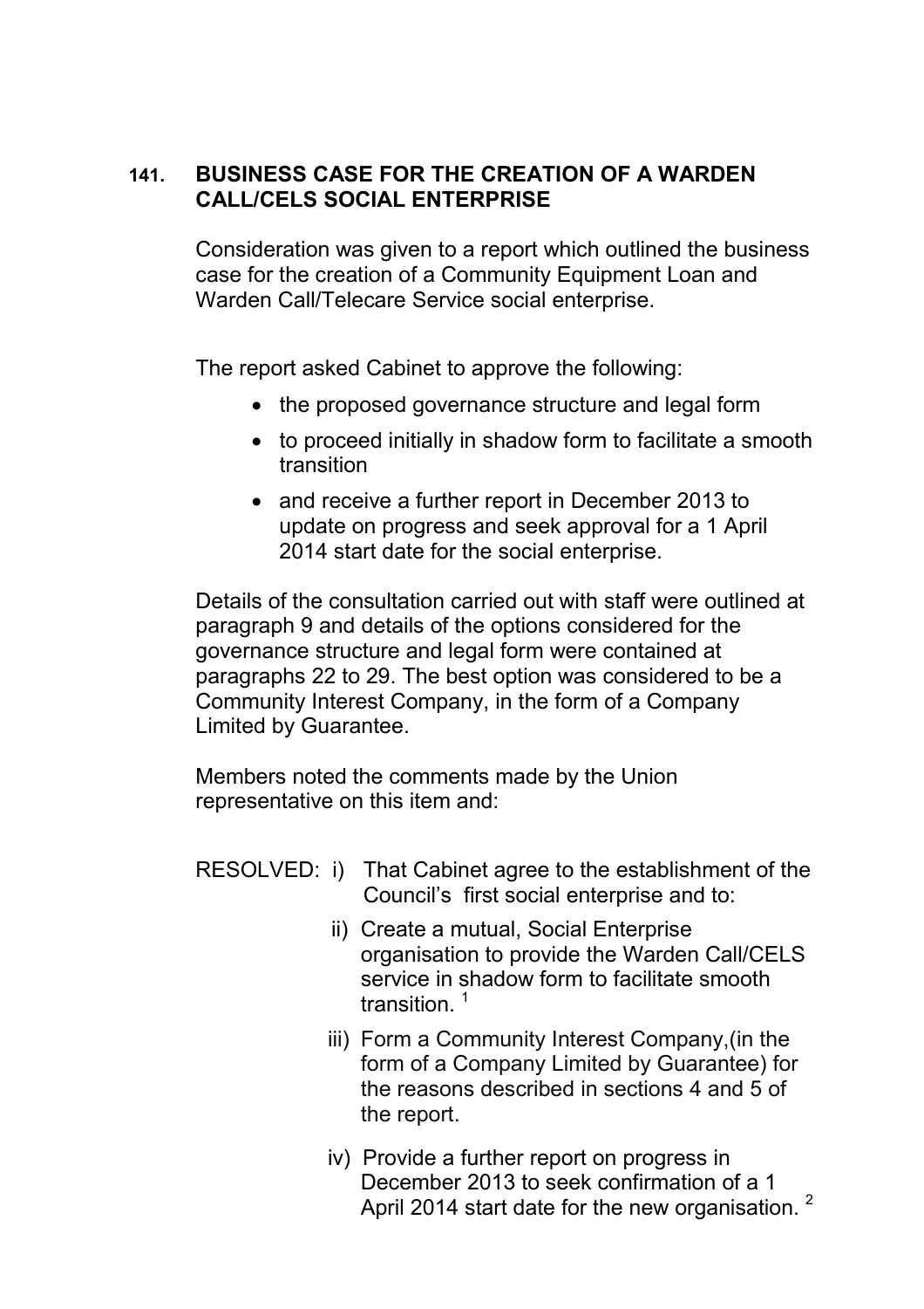## 141. BUSINESS CASE FOR THE CREATION OF A WARDEN CALL/CELS SOCIAL ENTERPRISE

Consideration was given to a report which outlined the business case for the creation of a Community Equipment Loan and Warden Call/Telecare Service social enterprise.

The report asked Cabinet to approve the following:

- the proposed governance structure and legal form
- to proceed initially in shadow form to facilitate a smooth transition
- and receive a further report in December 2013 to update on progress and seek approval for a 1 April 2014 start date for the social enterprise.

Details of the consultation carried out with staff were outlined at paragraph 9 and details of the options considered for the governance structure and legal form were contained at paragraphs 22 to 29. The best option was considered to be a Community Interest Company, in the form of a Company Limited by Guarantee.

Members noted the comments made by the Union representative on this item and:

RESOLVED:

i) That Cabinet agree to the establishment of the Council's first social enterprise and to:

ii) Create a mutual, Social Enterprise organisation to provide the Warden Call/CELS service in shadow form to facilitate smooth transition. [1]

iii) Form a Community Interest Company,(in the form of a Company Limited by Guarantee) for the reasons described in sections 4 and 5 of the report.

iv) Provide a further report on progress in December 2013 to seek confirmation of a 1 April 2014 start date for the new organisation. [2]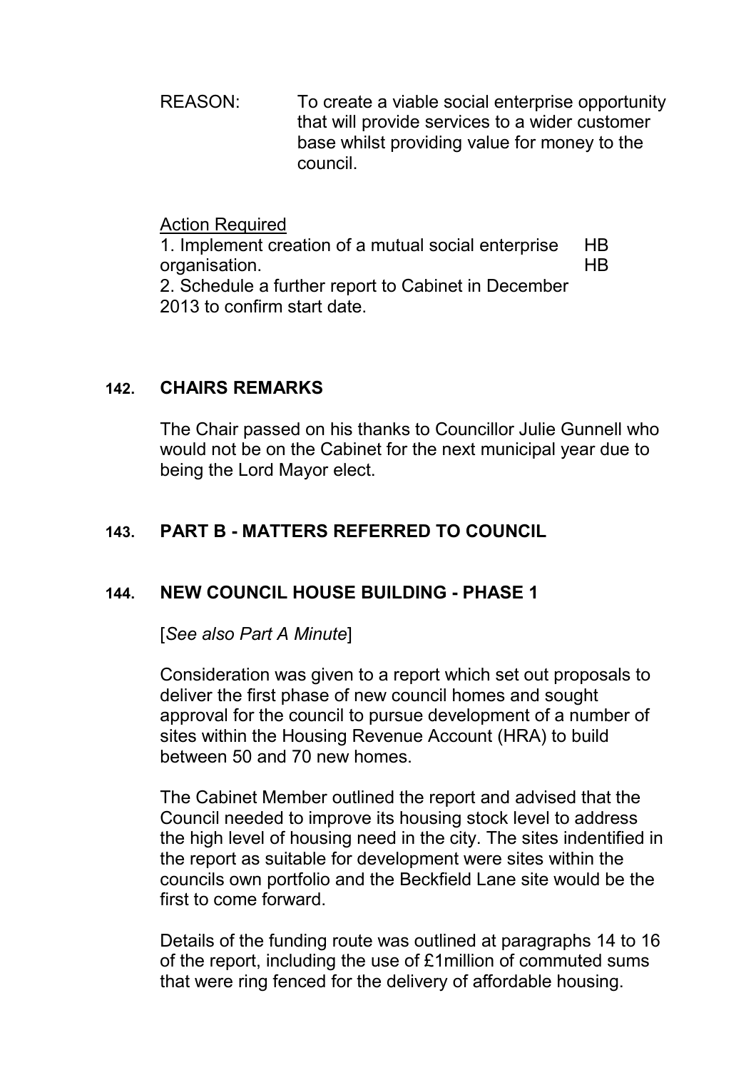REASON: To create a viable social enterprise opportunity that will provide services to a wider customer base whilst providing value for money to the council.

Action Required

1. Implement creation of a mutual social enterprise organisation. HB
2. Schedule a further report to Cabinet in December 2013 to confirm start date. HB

## 142. CHAIRS REMARKS

The Chair passed on his thanks to Councillor Julie Gunnell who would not be on the Cabinet for the next municipal year due to being the Lord Mayor elect.

## 143. PART B - MATTERS REFERRED TO COUNCIL

## 144. NEW COUNCIL HOUSE BUILDING - PHASE 1

[*See also Part A Minute*]

Consideration was given to a report which set out proposals to deliver the first phase of new council homes and sought approval for the council to pursue development of a number of sites within the Housing Revenue Account (HRA) to build between 50 and 70 new homes.

The Cabinet Member outlined the report and advised that the Council needed to improve its housing stock level to address the high level of housing need in the city. The sites indentified in the report as suitable for development were sites within the councils own portfolio and the Beckfield Lane site would be the first to come forward.

Details of the funding route was outlined at paragraphs 14 to 16 of the report, including the use of £1million of commuted sums that were ring fenced for the delivery of affordable housing.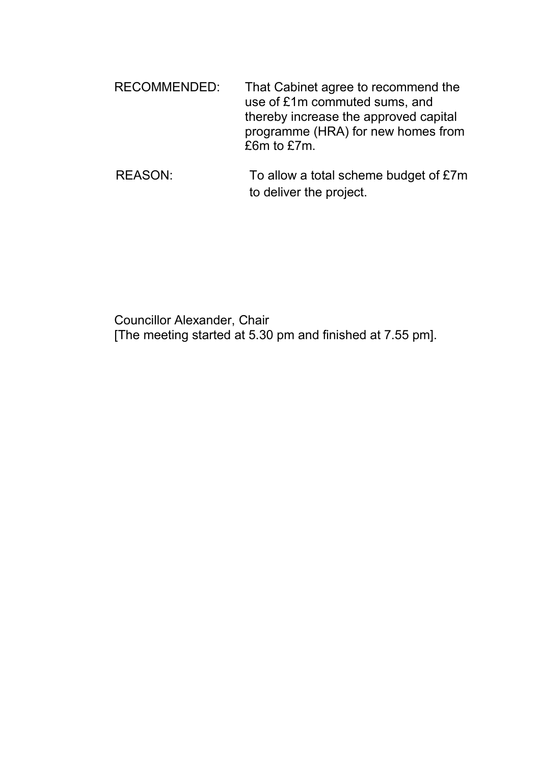RECOMMENDED: That Cabinet agree to recommend the use of £1m commuted sums, and thereby increase the approved capital programme (HRA) for new homes from £6m to £7m.

REASON: To allow a total scheme budget of £7m to deliver the project.

Councillor Alexander, Chair
[The meeting started at 5.30 pm and finished at 7.55 pm].